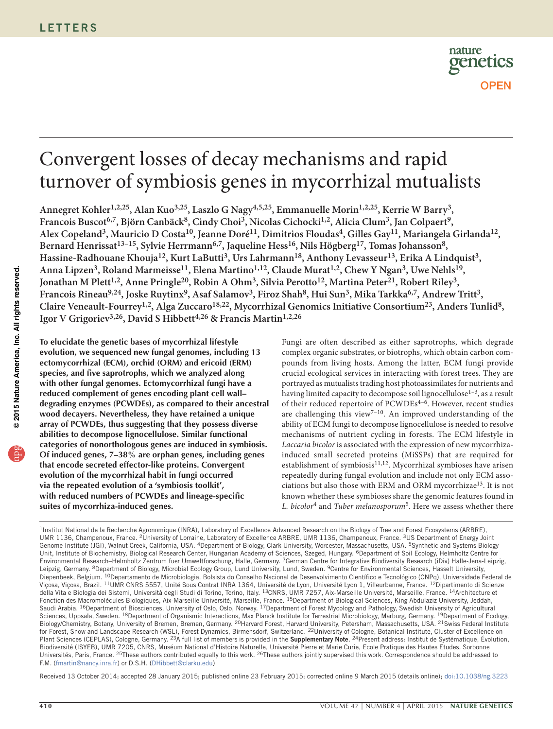LETTERS

# Convergent losses of decay mechanisms and rapid turnover of symbiosis genes in mycorrhizal mutualists

Annegret Kohler[1,2,25], Alan Kuo[3,25], Laszlo G Nagy[4,5,25], Emmanuelle Morin[1,2,25], Kerrie W Barry[3], Francois Buscot[6,7], Björn Canbäck[8], Cindy Choi[3], Nicolas Cichocki[1,2], Alicia Clum[3], Jan Colpaert[9], Alex Copeland[3], Mauricio D Costa[10], Jeanne Doré[11], Dimitrios Floudas[4], Gilles Gay[11], Mariangela Girlanda[12], Bernard Henrissat[13–15], Sylvie Herrmann[6,7], Jaqueline Hess[16], Nils Högberg[17], Tomas Johansson[8], Hassine-Radhouane Khouja[12], Kurt LaButti[3], Urs Lahrmann[18], Anthony Levasseur[13], Erika A Lindquist[3], Anna Lipzen[3], Roland Marmeisse[11], Elena Martino[1,12], Claude Murat[1,2], Chew Y Ngan[3], Uwe Nehls[19], Jonathan M Plett[1,2], Anne Pringle[20], Robin A Ohm[3], Silvia Perotto[12], Martina Peter[21], Robert Riley[3], Francois Rineau[9,24], Joske Ruytinx[9], Asaf Salamov[3], Firoz Shah[8], Hui Sun[3], Mika Tarkka[6,7], Andrew Tritt[3], Claire Veneault-Fourrey[1,2], Alga Zuccaro[18,22], Mycorrhizal Genomics Initiative Consortium[23], Anders Tunlid[8], Igor V Grigoriev[3,26], David S Hibbett[4,26] & Francis Martin[1,2,26]

**To elucidate the genetic bases of mycorrhizal lifestyle evolution, we sequenced new fungal genomes, including 13 ectomycorrhizal (ECM), orchid (ORM) and ericoid (ERM) species, and five saprotrophs, which we analyzed along with other fungal genomes. Ectomycorrhizal fungi have a reduced complement of genes encoding plant cell wall–degrading enzymes (PCWDEs), as compared to their ancestral wood decayers. Nevertheless, they have retained a unique array of PCWDEs, thus suggesting that they possess diverse abilities to decompose lignocellulose. Similar functional categories of nonorthologous genes are induced in symbiosis. Of induced genes, 7–38% are orphan genes, including genes that encode secreted effector-like proteins. Convergent evolution of the mycorrhizal habit in fungi occurred via the repeated evolution of a 'symbiosis toolkit', with reduced numbers of PCWDEs and lineage-specific suites of mycorrhiza-induced genes.**

Fungi are often described as either saprotrophs, which degrade complex organic substrates, or biotrophs, which obtain carbon compounds from living hosts. Among the latter, ECM fungi provide crucial ecological services in interacting with forest trees. They are portrayed as mutualists trading host photoassimilates for nutrients and having limited capacity to decompose soil lignocellulose[1–3], as a result of their reduced repertoire of PCWDEs[4–6]. However, recent studies are challenging this view[7–10]. An improved understanding of the ability of ECM fungi to decompose lignocellulose is needed to resolve mechanisms of nutrient cycling in forests. The ECM lifestyle in *Laccaria bicolor* is associated with the expression of new mycorrhiza-induced small secreted proteins (MiSSPs) that are required for establishment of symbiosis[11,12]. Mycorrhizal symbioses have arisen repeatedly during fungal evolution and include not only ECM associations but also those with ERM and ORM mycorrhizae[13]. It is not known whether these symbioses share the genomic features found in *L. bicolor*[4] and *Tuber melanosporum*[5]. Here we assess whether there

[1]Institut National de la Recherche Agronomique (INRA), Laboratory of Excellence Advanced Research on the Biology of Tree and Forest Ecosystems (ARBRE), UMR 1136, Champenoux, France. [2]University of Lorraine, Laboratory of Excellence ARBRE, UMR 1136, Champenoux, France. [3]US Department of Energy Joint Genome Institute (JGI), Walnut Creek, California, USA. [4]Department of Biology, Clark University, Worcester, Massachusetts, USA. [5]Synthetic and Systems Biology Unit, Institute of Biochemistry, Biological Research Center, Hungarian Academy of Sciences, Szeged, Hungary. [6]Department of Soil Ecology, Helmholtz Centre for Environmental Research–Helmholtz Zentrum fuer Umweltforschung, Halle, Germany. [7]German Centre for Integrative Biodiversity Research (iDiv) Halle-Jena-Leipzig, Leipzig, Germany. [8]Department of Biology, Microbial Ecology Group, Lund University, Lund, Sweden. [9]Centre for Environmental Sciences, Hasselt University, Diepenbeek, Belgium. [10]Departamento de Microbiologia, Bolsista do Conselho Nacional de Desenvolvimento Científico e Tecnológico (CNPq), Universidade Federal de Viçosa, Viçosa, Brazil. [11]UMR CNRS 5557, Unité Sous Contrat INRA 1364, Université de Lyon, Université Lyon 1, Villeurbanne, France. [12]Dipartimento di Scienze della Vita e Biologia dei Sistemi, Università degli Studi di Torino, Torino, Italy. [13]CNRS, UMR 7257, Aix-Marseille Université, Marseille, France. [14]Architecture et Fonction des Macromolécules Biologiques, Aix-Marseille Université, Marseille, France. [15]Department of Biological Sciences, King Abdulaziz University, Jeddah, Saudi Arabia. [16]Department of Biosciences, University of Oslo, Oslo, Norway. [17]Department of Forest Mycology and Pathology, Swedish University of Agricultural Sciences, Uppsala, Sweden. [18]Department of Organismic Interactions, Max Planck Institute for Terrestrial Microbiology, Marburg, Germany. [19]Department of Ecology, Biology/Chemistry, Botany, University of Bremen, Bremen, Germany. [20]Harvard Forest, Harvard University, Petersham, Massachusetts, USA. [21]Swiss Federal Institute for Forest, Snow and Landscape Research (WSL), Forest Dynamics, Birmensdorf, Switzerland. [22]University of Cologne, Botanical Institute, Cluster of Excellence on Plant Sciences (CEPLAS), Cologne, Germany. [23]A full list of members is provided in the **Supplementary Note**. [24]Present address: Institut de Systématique, Évolution, Biodiversité (ISYEB), UMR 7205, CNRS, Muséum National d'Histoire Naturelle, Université Pierre et Marie Curie, Ecole Pratique des Hautes Etudes, Sorbonne Universités, Paris, France. [25]These authors contributed equally to this work. [26]These authors jointly supervised this work. Correspondence should be addressed to F.M. (fmartin@nancy.inra.fr) or D.S.H. (DHibbett@clarku.edu)

Received 13 October 2014; accepted 28 January 2015; published online 23 February 2015; corrected online 9 March 2015 (details online); doi:10.1038/ng.3223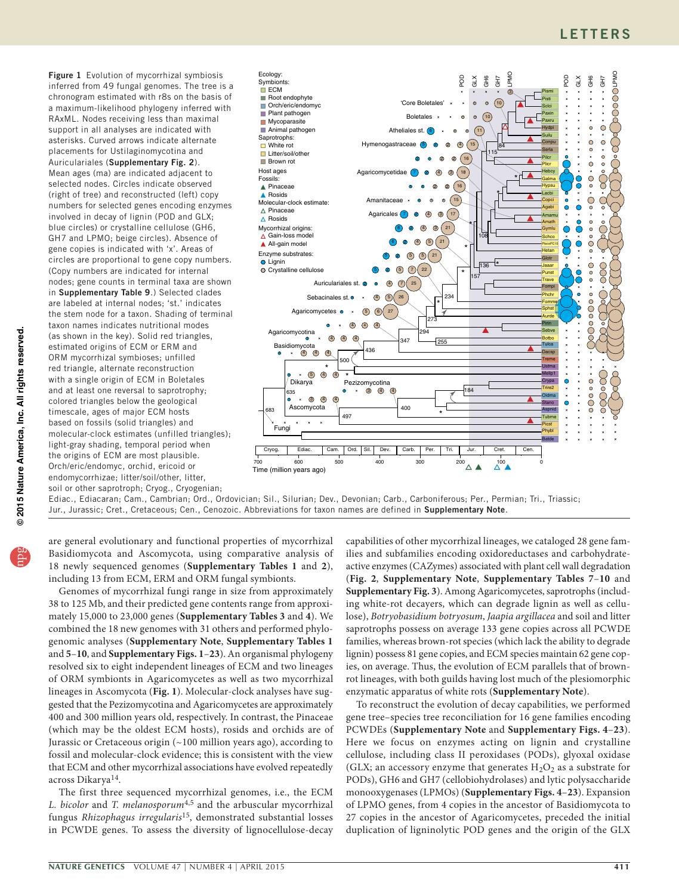**Figure 1** Evolution of mycorrhizal symbiosis inferred from 49 fungal genomes. The tree is a chronogram estimated with r8s on the basis of a maximum-likelihood phylogeny inferred with RAxML. Nodes receiving less than maximal support in all analyses are indicated with asterisks. Curved arrows indicate alternate placements for Ustilaginomycotina and Auriculariales (**Supplementary Fig. 2**). Mean ages (ma) are indicated adjacent to selected nodes. Circles indicate observed (right of tree) and reconstructed (left) copy numbers for selected genes encoding enzymes involved in decay of lignin (POD and GLX; blue circles) or crystalline cellulose (GH6, GH7 and LPMO; beige circles). Absence of gene copies is indicated with 'x'. Areas of circles are proportional to gene copy numbers. (Copy numbers are indicated for internal nodes; gene counts in terminal taxa are shown in **Supplementary Table 9**.) Selected clades are labeled at internal nodes; 'st.' indicates the stem node for a taxon. Shading of terminal taxon names indicates nutritional modes (as shown in the key). Solid red triangles, estimated origins of ECM or ERM and ORM mycorrhizal symbioses; unfilled red triangle, alternate reconstruction with a single origin of ECM in Boletales and at least one reversal to saprotrophy; colored triangles below the geological timescale, ages of major ECM hosts based on fossils (solid triangles) and molecular-clock estimates (unfilled triangles); light-gray shading, temporal period when the origins of ECM are most plausible. Orch/eric/endomyc, orchid, ericoid or endomycorrhizae; litter/soil/other, litter, soil or other saprotroph; Cryog., Cryogenian; Ediac., Ediacaran; Cam., Cambrian; Ord., Ordovician; Sil., Silurian; Dev., Devonian; Carb., Carboniferous; Per., Permian; Tri., Triassic; Jur., Jurassic; Cret., Cretaceous; Cen., Cenozoic. Abbreviations for taxon names are defined in **Supplementary Note**.

are general evolutionary and functional properties of mycorrhizal Basidiomycota and Ascomycota, using comparative analysis of 18 newly sequenced genomes (**Supplementary Tables 1** and **2**), including 13 from ECM, ERM and ORM fungal symbionts.

Genomes of mycorrhizal fungi range in size from approximately 38 to 125 Mb, and their predicted gene contents range from approximately 15,000 to 23,000 genes (**Supplementary Tables 3** and **4**). We combined the 18 new genomes with 31 others and performed phylogenomic analyses (**Supplementary Note**, **Supplementary Tables 1** and **5–10**, and **Supplementary Figs. 1–23**). An organismal phylogeny resolved six to eight independent lineages of ECM and two lineages of ORM symbionts in Agaricomycetes as well as two mycorrhizal lineages in Ascomycota (**Fig. 1**). Molecular-clock analyses have suggested that the Pezizomycotina and Agaricomycetes are approximately 400 and 300 million years old, respectively. In contrast, the Pinaceae (which may be the oldest ECM hosts), rosids and orchids are of Jurassic or Cretaceous origin (~100 million years ago), according to fossil and molecular-clock evidence; this is consistent with the view that ECM and other mycorrhizal associations have evolved repeatedly across Dikarya[14].

The first three sequenced mycorrhizal genomes, i.e., the ECM *L. bicolor* and *T. melanosporum*[4,5] and the arbuscular mycorrhizal fungus *Rhizophagus irregularis*[15], demonstrated substantial losses in PCWDE genes. To assess the diversity of lignocellulose-decay capabilities of other mycorrhizal lineages, we cataloged 28 gene families and subfamilies encoding oxidoreductases and carbohydrate-active enzymes (CAZymes) associated with plant cell wall degradation (**Fig. 2**, **Supplementary Note**, **Supplementary Tables 7–10** and **Supplementary Fig. 3**). Among Agaricomycetes, saprotrophs (including white-rot decayers, which can degrade lignin as well as cellulose), *Botryobasidium botryosum*, *Jaapia argillacea* and soil and litter saprotrophs possess on average 133 gene copies across all PCWDE families, whereas brown-rot species (which lack the ability to degrade lignin) possess 81 gene copies, and ECM species maintain 62 gene copies, on average. Thus, the evolution of ECM parallels that of brown-rot lineages, with both guilds having lost much of the plesiomorphic enzymatic apparatus of white rots (**Supplementary Note**).

To reconstruct the evolution of decay capabilities, we performed gene tree–species tree reconciliation for 16 gene families encoding PCWDEs (**Supplementary Note** and **Supplementary Figs. 4–23**). Here we focus on enzymes acting on lignin and crystalline cellulose, including class II peroxidases (PODs), glyoxal oxidase (GLX; an accessory enzyme that generates $H_2O_2$ as a substrate for PODs), GH6 and GH7 (cellobiohydrolases) and lytic polysaccharide monooxygenases (LPMOs) (**Supplementary Figs. 4–23**). Expansion of LPMO genes, from 4 copies in the ancestor of Basidiomycota to 27 copies in the ancestor of Agaricomycetes, preceded the initial duplication of ligninolytic POD genes and the origin of the GLX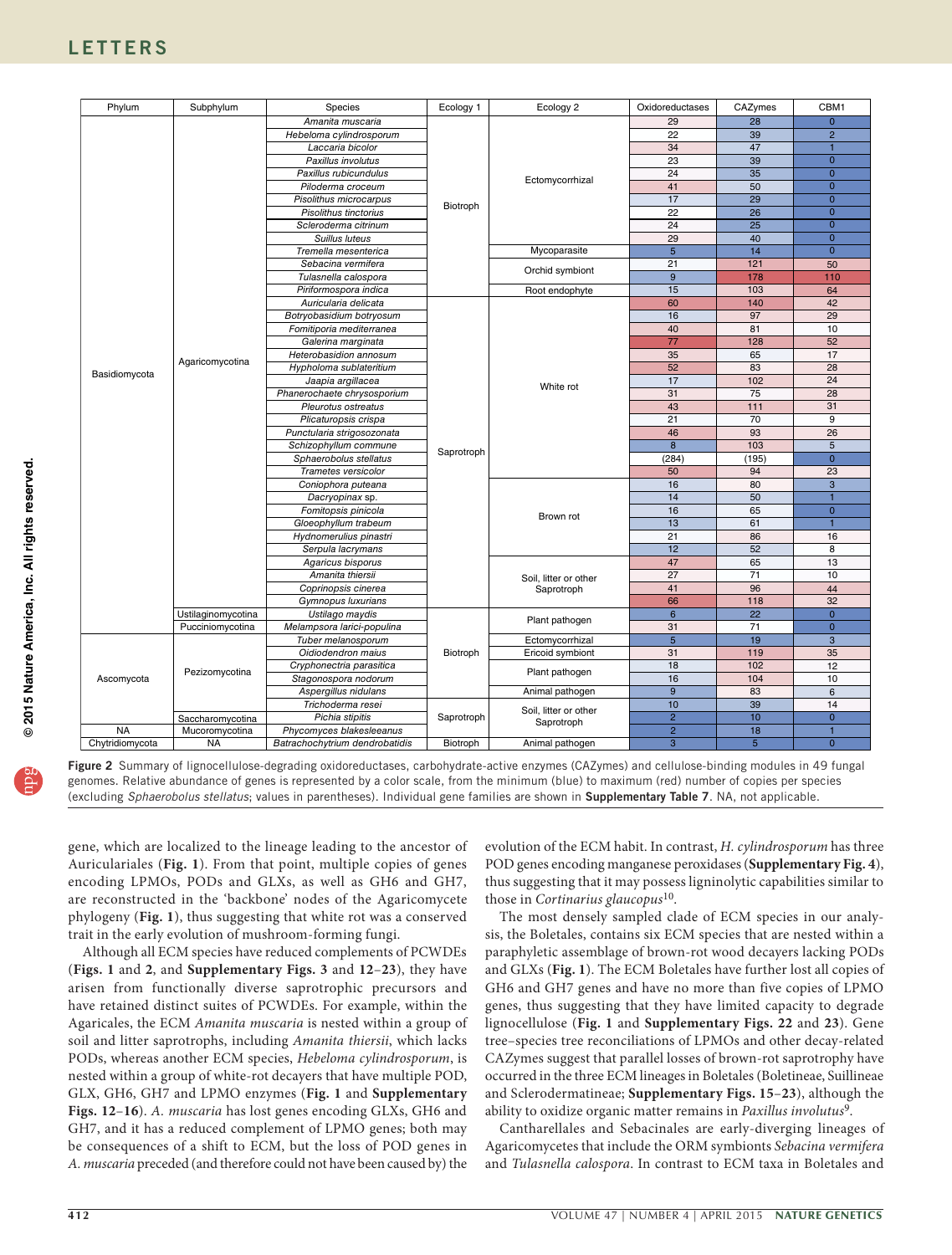| Phylum | Subphylum | Species | Ecology 1 | Ecology 2 | Oxidoreductases | CAZymes | CBM1 |
|---|---|---|---|---|---|---|---|
| Basidiomycota | Agaricomycotina | *Amanita muscaria* | Biotroph | Ectomycorrhizal | 29 | 28 | 0 |
| | | *Hebeloma cylindrosporum* | | | 22 | 39 | 2 |
| | | *Laccaria bicolor* | | | 34 | 47 | 1 |
| | | *Paxillus involutus* | | | 23 | 39 | 0 |
| | | *Paxillus rubicundulus* | | | 24 | 35 | 0 |
| | | *Piloderma croceum* | | | 41 | 50 | 0 |
| | | *Pisolithus microcarpus* | | | 17 | 29 | 0 |
| | | *Pisolithus tinctorius* | | | 22 | 26 | 0 |
| | | *Scleroderma citrinum* | | | 24 | 25 | 0 |
| | | *Suillus luteus* | | | 29 | 40 | 0 |
| | | *Tremella mesenterica* | | Mycoparasite | 5 | 14 | 0 |
| | | *Sebacina vermifera* | | Orchid symbiont | 21 | 121 | 50 |
| | | *Tulasnella calospora* | | | 9 | 178 | 110 |
| | | *Piriformospora indica* | | Root endophyte | 15 | 103 | 64 |
| | | *Auricularia delicata* | Saprotroph | White rot | 60 | 140 | 42 |
| | | *Botryobasidium botryosum* | | | 16 | 97 | 29 |
| | | *Fomitiporia mediterranea* | | | 40 | 81 | 10 |
| | | *Galerina marginata* | | | 77 | 128 | 52 |
| | | *Heterobasidion annosum* | | | 35 | 65 | 17 |
| | | *Hypholoma sublateritium* | | | 52 | 83 | 28 |
| | | *Jaapia argillacea* | | | 17 | 102 | 24 |
| | | *Phanerochaete chrysosporium* | | | 31 | 75 | 28 |
| | | *Pleurotus ostreatus* | | | 43 | 111 | 31 |
| | | *Plicaturopsis crispa* | | | 21 | 70 | 9 |
| | | *Punctularia strigosozonata* | | | 46 | 93 | 26 |
| | | *Schizophyllum commune* | | | 8 | 103 | 5 |
| | | *Sphaerobolus stellatus* | | | (284) | (195) | 0 |
| | | *Trametes versicolor* | | | 50 | 94 | 23 |
| | | *Coniophora puteana* | | Brown rot | 16 | 80 | 3 |
| | | *Dacryopinax* sp. | | | 14 | 50 | 1 |
| | | *Fomitopsis pinicola* | | | 16 | 65 | 0 |
| | | *Gloeophyllum trabeum* | | | 13 | 61 | 1 |
| | | *Hydnomerulius pinastri* | | | 21 | 86 | 16 |
| | | *Serpula lacrymans* | | | 12 | 52 | 8 |
| | | *Agaricus bisporus* | | Soil, litter or other Saprotroph | 47 | 65 | 13 |
| | | *Amanita thiersii* | | | 27 | 71 | 10 |
| | | *Coprinopsis cinerea* | | | 41 | 96 | 44 |
| | | *Gymnopus luxurians* | | | 66 | 118 | 32 |
| | Ustilaginomycotina | *Ustilago maydis* | Biotroph | Plant pathogen | 6 | 22 | 0 |
| | Pucciniomycotina | *Melampsora larici-populina* | | | 31 | 71 | 0 |
| Ascomycota | Pezizomycotina | *Tuber melanosporum* | | Ectomycorrhizal | 5 | 19 | 3 |
| | | *Oidiodendron maius* | | Ericoid symbiont | 31 | 119 | 35 |
| | | *Cryphonectria parasitica* | | Plant pathogen | 18 | 102 | 12 |
| | | *Stagonospora nodorum* | | | 16 | 104 | 10 |
| | | *Aspergillus nidulans* | | Animal pathogen | 9 | 83 | 6 |
| | | *Trichoderma resei* | Saprotroph | Soil, litter or other Saprotroph | 10 | 39 | 14 |
| | Saccharomycotina | *Pichia stipitis* | | | 2 | 10 | 0 |
| NA | Mucoromycotina | *Phycomyces blakesleeanus* | | | 2 | 18 | 1 |
| Chytridiomycota | NA | *Batrachochytrium dendrobatidis* | Biotroph | Animal pathogen | 3 | 5 | 0 |

**Figure 2** Summary of lignocellulose-degrading oxidoreductases, carbohydrate-active enzymes (CAZymes) and cellulose-binding modules in 49 fungal genomes. Relative abundance of genes is represented by a color scale, from the minimum (blue) to maximum (red) number of copies per species (excluding *Sphaerobolus stellatus*; values in parentheses). Individual gene families are shown in **Supplementary Table 7**. NA, not applicable.

gene, which are localized to the lineage leading to the ancestor of Auriculariales (**Fig. 1**). From that point, multiple copies of genes encoding LPMOs, PODs and GLXs, as well as GH6 and GH7, are reconstructed in the 'backbone' nodes of the Agaricomycete phylogeny (**Fig. 1**), thus suggesting that white rot was a conserved trait in the early evolution of mushroom-forming fungi.

Although all ECM species have reduced complements of PCWDEs (**Figs. 1** and **2**, and **Supplementary Figs. 3** and **12–23**), they have arisen from functionally diverse saprotrophic precursors and have retained distinct suites of PCWDEs. For example, within the Agaricales, the ECM *Amanita muscaria* is nested within a group of soil and litter saprotrophs, including *Amanita thiersii*, which lacks PODs, whereas another ECM species, *Hebeloma cylindrosporum*, is nested within a group of white-rot decayers that have multiple POD, GLX, GH6, GH7 and LPMO enzymes (**Fig. 1** and **Supplementary Figs. 12–16**). *A. muscaria* has lost genes encoding GLXs, GH6 and GH7, and it has a reduced complement of LPMO genes; both may be consequences of a shift to ECM, but the loss of POD genes in *A. muscaria* preceded (and therefore could not have been caused by) the evolution of the ECM habit. In contrast, *H. cylindrosporum* has three POD genes encoding manganese peroxidases (**Supplementary Fig. 4**), thus suggesting that it may possess ligninolytic capabilities similar to those in *Cortinarius glaucopus*[10].

The most densely sampled clade of ECM species in our analysis, the Boletales, contains six ECM species that are nested within a paraphyletic assemblage of brown-rot wood decayers lacking PODs and GLXs (**Fig. 1**). The ECM Boletales have further lost all copies of GH6 and GH7 genes and have no more than five copies of LPMO genes, thus suggesting that they have limited capacity to degrade lignocellulose (**Fig. 1** and **Supplementary Figs. 22** and **23**). Gene tree–species tree reconciliations of LPMOs and other decay-related CAZymes suggest that parallel losses of brown-rot saprotrophy have occurred in the three ECM lineages in Boletales (Boletineae, Suillineae and Sclerodermatineae; **Supplementary Figs. 15–23**), although the ability to oxidize organic matter remains in *Paxillus involutus*[9].

Cantharellales and Sebacinales are early-diverging lineages of Agaricomycetes that include the ORM symbionts *Sebacina vermifera* and *Tulasnella calospora*. In contrast to ECM taxa in Boletales and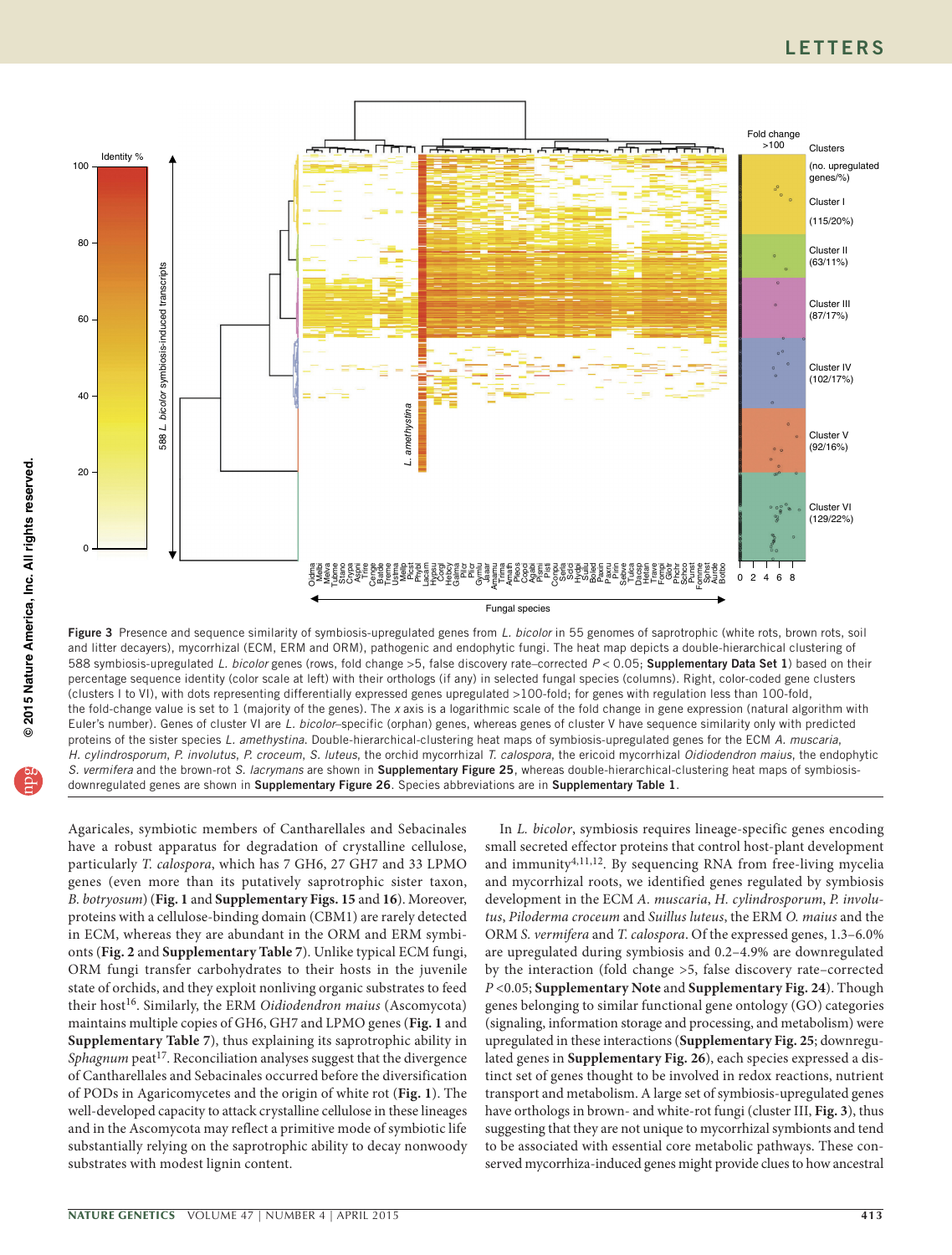Figure 3 Presence and sequence similarity of symbiosis-upregulated genes from *L. bicolor* in 55 genomes of saprotrophic (white rots, brown rots, soil and litter decayers), mycorrhizal (ECM, ERM and ORM), pathogenic and endophytic fungi. The heat map depicts a double-hierarchical clustering of 588 symbiosis-upregulated *L. bicolor* genes (rows, fold change >5, false discovery rate–corrected $P < 0.05$; **Supplementary Data Set 1**) based on their percentage sequence identity (color scale at left) with their orthologs (if any) in selected fungal species (columns). Right, color-coded gene clusters (clusters I to VI), with dots representing differentially expressed genes upregulated >100-fold; for genes with regulation less than 100-fold, the fold-change value is set to 1 (majority of the genes). The *x* axis is a logarithmic scale of the fold change in gene expression (natural algorithm with Euler's number). Genes of cluster VI are *L. bicolor*–specific (orphan) genes, whereas genes of cluster V have sequence similarity only with predicted proteins of the sister species *L. amethystina*. Double-hierarchical-clustering heat maps of symbiosis-upregulated genes for the ECM *A. muscaria*, *H. cylindrosporum*, *P. involutus*, *P. croceum*, *S. luteus*, the orchid mycorrhizal *T. calospora*, the ericoid mycorrhizal *Oidiodendron maius*, the endophytic *S. vermifera* and the brown-rot *S. lacrymans* are shown in **Supplementary Figure 25**, whereas double-hierarchical-clustering heat maps of symbiosis-downregulated genes are shown in **Supplementary Figure 26**. Species abbreviations are in **Supplementary Table 1**.

Agaricales, symbiotic members of Cantharellales and Sebacinales have a robust apparatus for degradation of crystalline cellulose, particularly *T. calospora*, which has 7 GH6, 27 GH7 and 33 LPMO genes (even more than its putatively saprotrophic sister taxon, *B. botryosum*) (**Fig. 1** and **Supplementary Figs. 15** and **16**). Moreover, proteins with a cellulose-binding domain (CBM1) are rarely detected in ECM, whereas they are abundant in the ORM and ERM symbionts (**Fig. 2** and **Supplementary Table 7**). Unlike typical ECM fungi, ORM fungi transfer carbohydrates to their hosts in the juvenile state of orchids, and they exploit nonliving organic substrates to feed their host[16]. Similarly, the ERM *Oidiodendron maius* (Ascomycota) maintains multiple copies of GH6, GH7 and LPMO genes (**Fig. 1** and **Supplementary Table 7**), thus explaining its saprotrophic ability in *Sphagnum* peat[17]. Reconciliation analyses suggest that the divergence of Cantharellales and Sebacinales occurred before the diversification of PODs in Agaricomycetes and the origin of white rot (**Fig. 1**). The well-developed capacity to attack crystalline cellulose in these lineages and in the Ascomycota may reflect a primitive mode of symbiotic life substantially relying on the saprotrophic ability to decay nonwoody substrates with modest lignin content.

In *L. bicolor*, symbiosis requires lineage-specific genes encoding small secreted effector proteins that control host-plant development and immunity[4,11,12]. By sequencing RNA from free-living mycelia and mycorrhizal roots, we identified genes regulated by symbiosis development in the ECM *A. muscaria*, *H. cylindrosporum*, *P. involutus*, *Piloderma croceum* and *Suillus luteus*, the ERM *O. maius* and the ORM *S. vermifera* and *T. calospora*. Of the expressed genes, 1.3–6.0% are upregulated during symbiosis and 0.2–4.9% are downregulated by the interaction (fold change >5, false discovery rate–corrected $P < 0.05$; **Supplementary Note** and **Supplementary Fig. 24**). Though genes belonging to similar functional gene ontology (GO) categories (signaling, information storage and processing, and metabolism) were upregulated in these interactions (**Supplementary Fig. 25**; downregulated genes in **Supplementary Fig. 26**), each species expressed a distinct set of genes thought to be involved in redox reactions, nutrient transport and metabolism. A large set of symbiosis-upregulated genes have orthologs in brown- and white-rot fungi (cluster III, **Fig. 3**), thus suggesting that they are not unique to mycorrhizal symbionts and tend to be associated with essential core metabolic pathways. These conserved mycorrhiza-induced genes might provide clues to how ancestral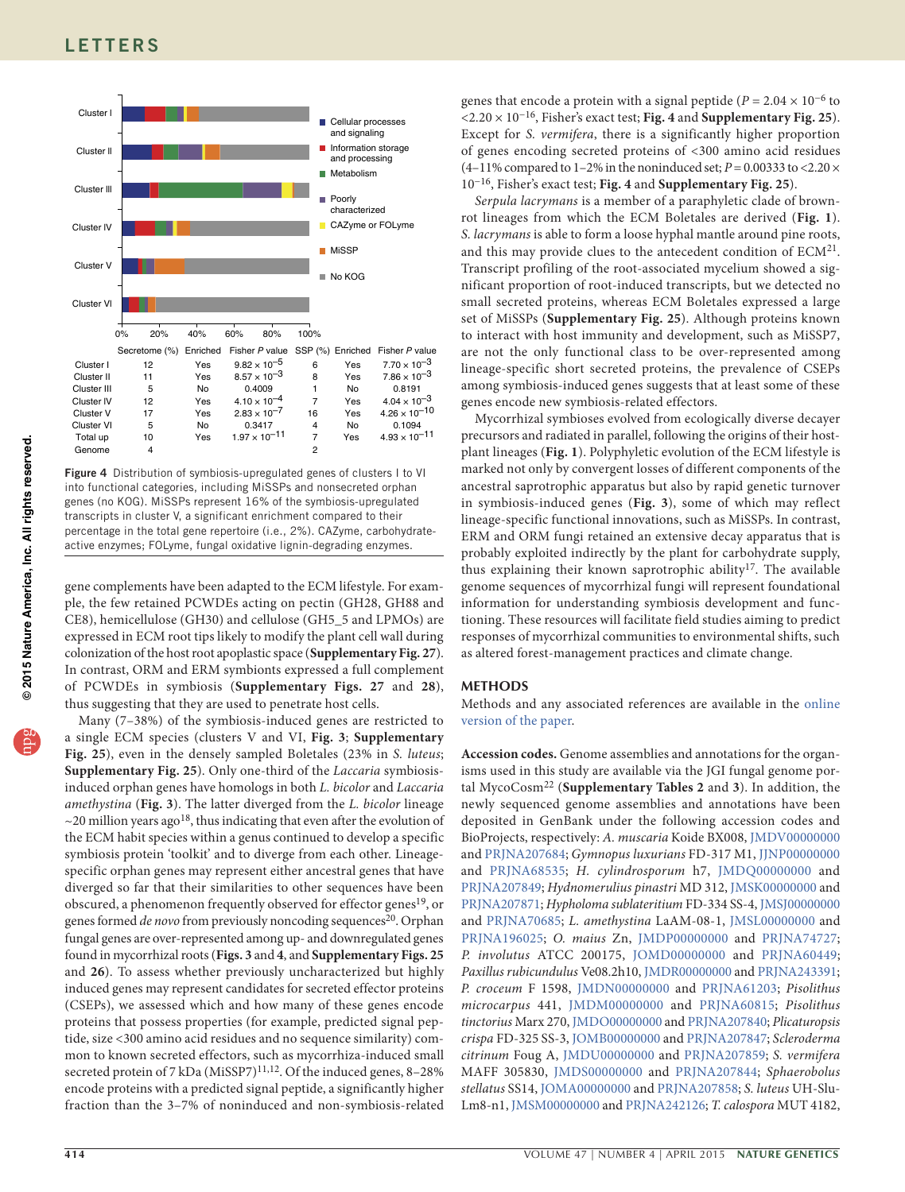| | Secretome (%) | Enriched | Fisher P value | SSP (%) | Enriched | Fisher P value |
|---|---|---|---|---|---|---|
| Cluster I | 12 | Yes | $9.82 \times 10^{-5}$ | 6 | Yes | $7.70 \times 10^{-3}$ |
| Cluster II | 11 | Yes | $8.57 \times 10^{-3}$ | 8 | Yes | $7.86 \times 10^{-3}$ |
| Cluster III | 5 | No | 0.4009 | 1 | No | 0.8191 |
| Cluster IV | 12 | Yes | $4.10 \times 10^{-4}$ | 7 | Yes | $4.04 \times 10^{-3}$ |
| Cluster V | 17 | Yes | $2.83 \times 10^{-7}$ | 16 | Yes | $4.26 \times 10^{-10}$ |
| Cluster VI | 5 | No | 0.3417 | 4 | No | 0.1094 |
| Total up | 10 | Yes | $1.97 \times 10^{-11}$ | 7 | Yes | $4.93 \times 10^{-11}$ |
| Genome | 4 | | | 2 | | |

**Figure 4** Distribution of symbiosis-upregulated genes of clusters I to VI into functional categories, including MiSSPs and nonsecreted orphan genes (no KOG). MiSSPs represent 16% of the symbiosis-upregulated transcripts in cluster V, a significant enrichment compared to their percentage in the total gene repertoire (i.e., 2%). CAZyme, carbohydrate-active enzymes; FOLyme, fungal oxidative lignin-degrading enzymes.

gene complements have been adapted to the ECM lifestyle. For example, the few retained PCWDEs acting on pectin (GH28, GH88 and CE8), hemicellulose (GH30) and cellulose (GH5_5 and LPMOs) are expressed in ECM root tips likely to modify the plant cell wall during colonization of the host root apoplastic space (**Supplementary Fig. 27**). In contrast, ORM and ERM symbionts expressed a full complement of PCWDEs in symbiosis (**Supplementary Figs. 27** and **28**), thus suggesting that they are used to penetrate host cells.

Many (7–38%) of the symbiosis-induced genes are restricted to a single ECM species (clusters V and VI, **Fig. 3**; **Supplementary Fig. 25**), even in the densely sampled Boletales (23% in *S. luteus*; **Supplementary Fig. 25**). Only one-third of the *Laccaria* symbiosis-induced orphan genes have homologs in both *L. bicolor* and *Laccaria amethystina* (**Fig. 3**). The latter diverged from the *L. bicolor* lineage ~20 million years ago[18], thus indicating that even after the evolution of the ECM habit species within a genus continued to develop a specific symbiosis protein 'toolkit' and to diverge from each other. Lineage-specific orphan genes may represent either ancestral genes that have diverged so far that their similarities to other sequences have been obscured, a phenomenon frequently observed for effector genes[19], or genes formed *de novo* from previously noncoding sequences[20]. Orphan fungal genes are over-represented among up- and downregulated genes found in mycorrhizal roots (**Figs. 3** and **4**, and **Supplementary Figs. 25** and **26**). To assess whether previously uncharacterized but highly induced genes may represent candidates for secreted effector proteins (CSEPs), we assessed which and how many of these genes encode proteins that possess properties (for example, predicted signal peptide, size <300 amino acid residues and no sequence similarity) common to known secreted effectors, such as mycorrhiza-induced small secreted protein of 7 kDa (MiSSP7)[11,12]. Of the induced genes, 8–28% encode proteins with a predicted signal peptide, a significantly higher fraction than the 3–7% of noninduced and non-symbiosis-related genes that encode a protein with a signal peptide ($P = 2.04 \times 10^{-6}$ to $<2.20 \times 10^{-16}$, Fisher's exact test; **Fig. 4** and **Supplementary Fig. 25**). Except for *S. vermifera*, there is a significantly higher proportion of genes encoding secreted proteins of <300 amino acid residues (4–11% compared to 1–2% in the noninduced set; $P = 0.00333$ to $<2.20 \times 10^{-16}$, Fisher's exact test; **Fig. 4** and **Supplementary Fig. 25**).

*Serpula lacrymans* is a member of a paraphyletic clade of brown-rot lineages from which the ECM Boletales are derived (**Fig. 1**). *S. lacrymans* is able to form a loose hyphal mantle around pine roots, and this may provide clues to the antecedent condition of ECM[21]. Transcript profiling of the root-associated mycelium showed a significant proportion of root-induced transcripts, but we detected no small secreted proteins, whereas ECM Boletales expressed a large set of MiSSPs (**Supplementary Fig. 25**). Although proteins known to interact with host immunity and development, such as MiSSP7, are not the only functional class to be over-represented among lineage-specific short secreted proteins, the prevalence of CSEPs among symbiosis-induced genes suggests that at least some of these genes encode new symbiosis-related effectors.

Mycorrhizal symbioses evolved from ecologically diverse decayer precursors and radiated in parallel, following the origins of their host-plant lineages (**Fig. 1**). Polyphyletic evolution of the ECM lifestyle is marked not only by convergent losses of different components of the ancestral saprotrophic apparatus but also by rapid genetic turnover in symbiosis-induced genes (**Fig. 3**), some of which may reflect lineage-specific functional innovations, such as MiSSPs. In contrast, ERM and ORM fungi retained an extensive decay apparatus that is probably exploited indirectly by the plant for carbohydrate supply, thus explaining their known saprotrophic ability[17]. The available genome sequences of mycorrhizal fungi will represent foundational information for understanding symbiosis development and functioning. These resources will facilitate field studies aiming to predict responses of mycorrhizal communities to environmental shifts, such as altered forest-management practices and climate change.

## METHODS

Methods and any associated references are available in the online version of the paper.

**Accession codes.** Genome assemblies and annotations for the organisms used in this study are available via the JGI fungal genome portal MycoCosm[22] (**Supplementary Tables 2** and **3**). In addition, the newly sequenced genome assemblies and annotations have been deposited in GenBank under the following accession codes and BioProjects, respectively: *A. muscaria* Koide BX008, JMDV00000000 and PRJNA207684; *Gymnopus luxurians* FD-317 M1, JJNP00000000 and PRJNA68535; *H. cylindrosporum* h7, JMDQ00000000 and PRJNA207849; *Hydnomerulius pinastri* MD 312, JMSK00000000 and PRJNA207871; *Hypholoma sublateritium* FD-334 SS-4, JMSJ00000000 and PRJNA70685; *L. amethystina* LaAM-08-1, JMSL00000000 and PRJNA196025; *O. maius* Zn, JMDP00000000 and PRJNA74727; *P. involutus* ATCC 200175, JOMD00000000 and PRJNA60449; *Paxillus rubicundulus* Ve08.2h10, JMDR00000000 and PRJNA243391; *P. croceum* F 1598, JMDN00000000 and PRJNA61203; *Pisolithus microcarpus* 441, JMDM00000000 and PRJNA60815; *Pisolithus tinctorius* Marx 270, JMDO00000000 and PRJNA207840; *Plicaturopsis crispa* FD-325 SS-3, JOMB00000000 and PRJNA207847; *Scleroderma citrinum* Foug A, JMDU00000000 and PRJNA207859; *S. vermifera* MAFF 305830, JMDS00000000 and PRJNA207844; *Sphaerobolus stellatus* SS14, JOMA00000000 and PRJNA207858; *S. luteus* UH-Slu-Lm8-n1, JMSM00000000 and PRJNA242126; *T. calospora* MUT 4182,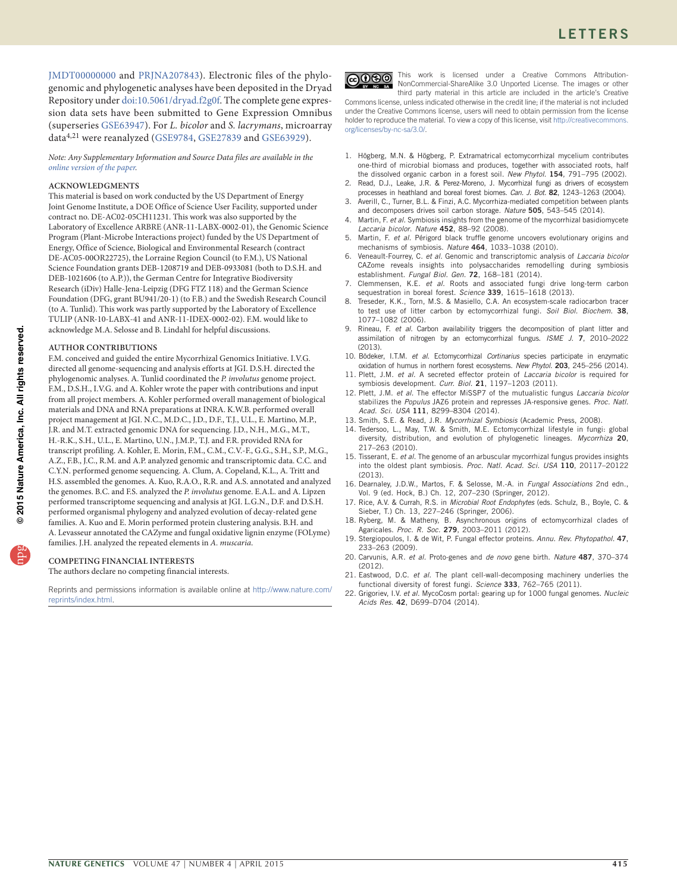JMDT00000000 and PRJNA207843). Electronic files of the phylogenomic and phylogenetic analyses have been deposited in the Dryad Repository under doi:10.5061/dryad.f2g0f. The complete gene expression data sets have been submitted to Gene Expression Omnibus (superseries GSE63947). For *L. bicolor* and *S. lacrymans*, microarray data[4,21] were reanalyzed (GSE9784, GSE27839 and GSE63929).

*Note: Any Supplementary Information and Source Data files are available in the online version of the paper.*

### ACKNOWLEDGMENTS

This material is based on work conducted by the US Department of Energy Joint Genome Institute, a DOE Office of Science User Facility, supported under contract no. DE-AC02-05CH11231. This work was also supported by the Laboratory of Excellence ARBRE (ANR-11-LABX-0002-01), the Genomic Science Program (Plant-Microbe Interactions project) funded by the US Department of Energy, Office of Science, Biological and Environmental Research (contract DE-AC05-00OR22725), the Lorraine Region Council (to F.M.), US National Science Foundation grants DEB-1208719 and DEB-0933081 (both to D.S.H. and DEB-1021606 (to A.P.)), the German Centre for Integrative Biodiversity Research (iDiv) Halle-Jena-Leipzig (DFG FTZ 118) and the German Science Foundation (DFG, grant BU941/20-1) (to F.B.) and the Swedish Research Council (to A. Tunlid). This work was partly supported by the Laboratory of Excellence TULIP (ANR-10-LABX-41 and ANR-11-IDEX-0002-02). F.M. would like to acknowledge M.A. Selosse and B. Lindahl for helpful discussions.

### AUTHOR CONTRIBUTIONS

F.M. conceived and guided the entire Mycorrhizal Genomics Initiative. I.V.G. directed all genome-sequencing and analysis efforts at JGI. D.S.H. directed the phylogenomic analyses. A. Tunlid coordinated the *P. involutus* genome project. F.M., D.S.H., I.V.G. and A. Kohler wrote the paper with contributions and input from all project members. A. Kohler performed overall management of biological materials and DNA and RNA preparations at INRA. K.W.B. performed overall project management at JGI. N.C., M.D.C., J.D., D.F., T.J., U.L., E. Martino, M.P., J.R. and M.T. extracted genomic DNA for sequencing. J.D., N.H., M.G., M.T., H.-R.K., S.H., U.L., E. Martino, U.N., J.M.P., T.J. and F.R. provided RNA for transcript profiling. A. Kohler, E. Morin, F.M., C.M., C.V.-F., G.G., S.H., S.P., M.G., A.Z., F.B., J.C., R.M. and A.P. analyzed genomic and transcriptomic data. C.C. and C.Y.N. performed genome sequencing. A. Clum, A. Copeland, K.L., A. Tritt and H.S. assembled the genomes. A. Kuo, R.A.O., R.R. and A.S. annotated and analyzed the genomes. B.C. and F.S. analyzed the *P. involutus* genome. E.A.L. and A. Lipzen performed transcriptome sequencing and analysis at JGI. L.G.N., D.F. and D.S.H. performed organismal phylogeny and analyzed evolution of decay-related gene families. A. Kuo and E. Morin performed protein clustering analysis. B.H. and A. Levasseur annotated the CAZyme and fungal oxidative lignin enzyme (FOLyme) families. J.H. analyzed the repeated elements in *A. muscaria*.

### COMPETING FINANCIAL INTERESTS

The authors declare no competing financial interests.

Reprints and permissions information is available online at http://www.nature.com/reprints/index.html.

This work is licensed under a Creative Commons Attribution-NonCommercial-ShareAlike 3.0 Unported License. The images or other third party material in this article are included in the article's Creative Commons license, unless indicated otherwise in the credit line; if the material is not included under the Creative Commons license, users will need to obtain permission from the license holder to reproduce the material. To view a copy of this license, visit http://creativecommons.org/licenses/by-nc-sa/3.0/.

1. Högberg, M.N. & Högberg, P. Extramatrical ectomycorrhizal mycelium contributes one-third of microbial biomass and produces, together with associated roots, half the dissolved organic carbon in a forest soil. *New Phytol.* **154**, 791–795 (2002).
2. Read, D.J., Leake, J.R. & Perez-Moreno, J. Mycorrhizal fungi as drivers of ecosystem processes in heathland and boreal forest biomes. *Can. J. Bot.* **82**, 1243–1263 (2004).
3. Averill, C., Turner, B.L. & Finzi, A.C. Mycorrhiza-mediated competition between plants and decomposers drives soil carbon storage. *Nature* **505**, 543–545 (2014).
4. Martin, F. *et al.* Symbiosis insights from the genome of the mycorrhizal basidiomycete *Laccaria bicolor*. *Nature* **452**, 88–92 (2008).
5. Martin, F. *et al.* Périgord black truffle genome uncovers evolutionary origins and mechanisms of symbiosis. *Nature* **464**, 1033–1038 (2010).
6. Veneault-Fourrey, C. *et al.* Genomic and transcriptomic analysis of *Laccaria bicolor* CAZome reveals insights into polysaccharides remodelling during symbiosis establishment. *Fungal Biol. Gen.* **72**, 168–181 (2014).
7. Clemmensen, K.E. *et al.* Roots and associated fungi drive long-term carbon sequestration in boreal forest. *Science* **339**, 1615–1618 (2013).
8. Treseder, K.K., Torn, M.S. & Masiello, C.A. An ecosystem-scale radiocarbon tracer to test use of litter carbon by ectomycorrhizal fungi. *Soil Biol. Biochem.* **38**, 1077–1082 (2006).
9. Rineau, F. *et al.* Carbon availability triggers the decomposition of plant litter and assimilation of nitrogen by an ectomycorrhizal fungus. *ISME J.* **7**, 2010–2022 (2013).
10. Bödeker, I.T.M. *et al.* Ectomycorrhizal *Cortinarius* species participate in enzymatic oxidation of humus in northern forest ecosystems. *New Phytol.* **203**, 245–256 (2014).
11. Plett, J.M. *et al.* A secreted effector protein of *Laccaria bicolor* is required for symbiosis development. *Curr. Biol.* **21**, 1197–1203 (2011).
12. Plett, J.M. *et al.* The effector MiSSP7 of the mutualistic fungus *Laccaria bicolor* stabilizes the *Populus* JAZ6 protein and represses JA-responsive genes. *Proc. Natl. Acad. Sci. USA* **111**, 8299–8304 (2014).
13. Smith, S.E. & Read, J.R. *Mycorrhizal Symbiosis* (Academic Press, 2008).
14. Tedersoo, L., May, T.W. & Smith, M.E. Ectomycorrhizal lifestyle in fungi: global diversity, distribution, and evolution of phylogenetic lineages. *Mycorrhiza* **20**, 217–263 (2010).
15. Tisserant, E. *et al.* The genome of an arbuscular mycorrhizal fungus provides insights into the oldest plant symbiosis. *Proc. Natl. Acad. Sci. USA* **110**, 20117–20122 (2013).
16. Dearnaley, J.D.W., Martos, F. & Selosse, M.-A. in *Fungal Associations* 2nd edn., Vol. 9 (ed. Hock, B.) Ch. 12, 207–230 (Springer, 2012).
17. Rice, A.V. & Currah, R.S. in *Microbial Root Endophytes* (eds. Schulz, B., Boyle, C. & Sieber, T.) Ch. 13, 227–246 (Springer, 2006).
18. Ryberg, M. & Matheny, B. Asynchronous origins of ectomycorrhizal clades of Agaricales. *Proc. R. Soc.* **279**, 2003–2011 (2012).
19. Stergiopoulos, I. & de Wit, P. Fungal effector proteins. *Annu. Rev. Phytopathol.* **47**, 233–263 (2009).
20. Carvunis, A.R. *et al.* Proto-genes and *de novo* gene birth. *Nature* **487**, 370–374 (2012).
21. Eastwood, D.C. *et al.* The plant cell-wall-decomposing machinery underlies the functional diversity of forest fungi. *Science* **333**, 762–765 (2011).
22. Grigoriev, I.V. *et al.* MycoCosm portal: gearing up for 1000 fungal genomes. *Nucleic Acids Res.* **42**, D699–D704 (2014).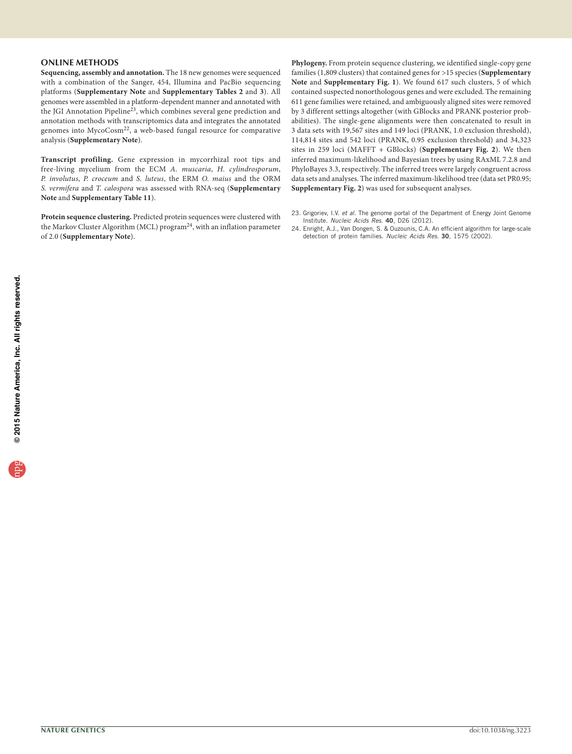## ONLINE METHODS

**Sequencing, assembly and annotation.** The 18 new genomes were sequenced with a combination of the Sanger, 454, Illumina and PacBio sequencing platforms (**Supplementary Note** and **Supplementary Tables 2** and **3**). All genomes were assembled in a platform-dependent manner and annotated with the JGI Annotation Pipeline[23], which combines several gene prediction and annotation methods with transcriptomics data and integrates the annotated genomes into MycoCosm[22], a web-based fungal resource for comparative analysis (**Supplementary Note**).

**Transcript profiling.** Gene expression in mycorrhizal root tips and free-living mycelium from the ECM *A. muscaria*, *H. cylindrosporum*, *P. involutus*, *P. croceum* and *S. luteus*, the ERM *O. maius* and the ORM *S. vermifera* and *T. calospora* was assessed with RNA-seq (**Supplementary Note** and **Supplementary Table 11**).

**Protein sequence clustering.** Predicted protein sequences were clustered with the Markov Cluster Algorithm (MCL) program[24], with an inflation parameter of 2.0 (**Supplementary Note**).

**Phylogeny.** From protein sequence clustering, we identified single-copy gene families (1,809 clusters) that contained genes for >15 species (**Supplementary Note** and **Supplementary Fig. 1**). We found 617 such clusters, 5 of which contained suspected nonorthologous genes and were excluded. The remaining 611 gene families were retained, and ambiguously aligned sites were removed by 3 different settings altogether (with GBlocks and PRANK posterior probabilities). The single-gene alignments were then concatenated to result in 3 data sets with 19,567 sites and 149 loci (PRANK, 1.0 exclusion threshold), 114,814 sites and 542 loci (PRANK, 0.95 exclusion threshold) and 34,323 sites in 259 loci (MAFFT + GBlocks) (**Supplementary Fig. 2**). We then inferred maximum-likelihood and Bayesian trees by using RAxML 7.2.8 and PhyloBayes 3.3, respectively. The inferred trees were largely congruent across data sets and analyses. The inferred maximum-likelihood tree (data set PR0.95; **Supplementary Fig. 2**) was used for subsequent analyses.

23. Grigoriev, I.V. *et al.* The genome portal of the Department of Energy Joint Genome Institute. *Nucleic Acids Res.* **40**, D26 (2012).
24. Enright, A.J., Van Dongen, S. & Ouzounis, C.A. An efficient algorithm for large-scale detection of protein families. *Nucleic Acids Res.* **30**, 1575 (2002).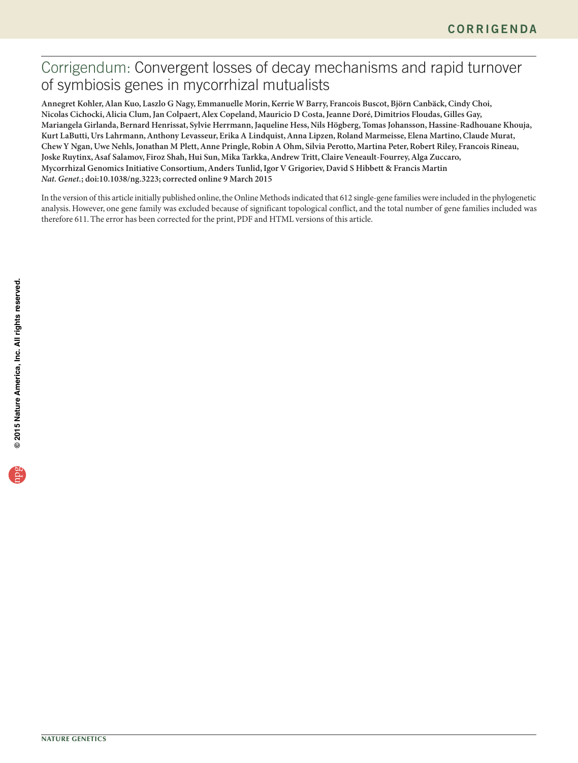# Corrigendum: Convergent losses of decay mechanisms and rapid turnover of symbiosis genes in mycorrhizal mutualists

**Annegret Kohler, Alan Kuo, Laszlo G Nagy, Emmanuelle Morin, Kerrie W Barry, Francois Buscot, Björn Canbäck, Cindy Choi, Nicolas Cichocki, Alicia Clum, Jan Colpaert, Alex Copeland, Mauricio D Costa, Jeanne Doré, Dimitrios Floudas, Gilles Gay, Mariangela Girlanda, Bernard Henrissat, Sylvie Herrmann, Jaqueline Hess, Nils Högberg, Tomas Johansson, Hassine-Radhouane Khouja, Kurt LaButti, Urs Lahrmann, Anthony Levasseur, Erika A Lindquist, Anna Lipzen, Roland Marmeisse, Elena Martino, Claude Murat, Chew Y Ngan, Uwe Nehls, Jonathan M Plett, Anne Pringle, Robin A Ohm, Silvia Perotto, Martina Peter, Robert Riley, Francois Rineau, Joske Ruytinx, Asaf Salamov, Firoz Shah, Hui Sun, Mika Tarkka, Andrew Tritt, Claire Veneault-Fourrey, Alga Zuccaro, Mycorrhizal Genomics Initiative Consortium, Anders Tunlid, Igor V Grigoriev, David S Hibbett & Francis Martin**

***Nat. Genet.*; doi:10.1038/ng.3223; corrected online 9 March 2015**

In the version of this article initially published online, the Online Methods indicated that 612 single-gene families were included in the phylogenetic analysis. However, one gene family was excluded because of significant topological conflict, and the total number of gene families included was therefore 611. The error has been corrected for the print, PDF and HTML versions of this article.